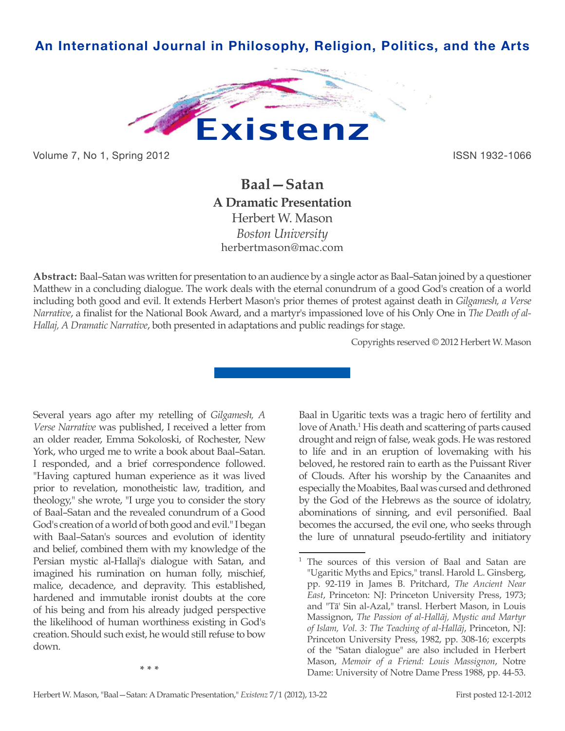# Baal—Satan

## A Dramatic Presentation

Herbert W. Mason
*Boston University*
herbertmason@mac.com

**Abstract:** Baal–Satan was written for presentation to an audience by a single actor as Baal–Satan joined by a questioner Matthew in a concluding dialogue. The work deals with the eternal conundrum of a good God's creation of a world including both good and evil. It extends Herbert Mason's prior themes of protest against death in *Gilgamesh, a Verse Narrative*, a finalist for the National Book Award, and a martyr's impassioned love of his Only One in *The Death of al-Hallaj, A Dramatic Narrative*, both presented in adaptations and public readings for stage.

Copyrights reserved © 2012 Herbert W. Mason

Several years ago after my retelling of *Gilgamesh, A Verse Narrative* was published, I received a letter from an older reader, Emma Sokoloski, of Rochester, New York, who urged me to write a book about Baal–Satan. I responded, and a brief correspondence followed. "Having captured human experience as it was lived prior to revelation, monotheistic law, tradition, and theology," she wrote, "I urge you to consider the story of Baal–Satan and the revealed conundrum of a Good God's creation of a world of both good and evil." I began with Baal–Satan's sources and evolution of identity and belief, combined them with my knowledge of the Persian mystic al-Hallaj's dialogue with Satan, and imagined his rumination on human folly, mischief, malice, decadence, and depravity. This established, hardened and immutable ironist doubts at the core of his being and from his already judged perspective the likelihood of human worthiness existing in God's creation. Should such exist, he would still refuse to bow down.

\* \* \*

Baal in Ugaritic texts was a tragic hero of fertility and love of Anath.[1] His death and scattering of parts caused drought and reign of false, weak gods. He was restored to life and in an eruption of lovemaking with his beloved, he restored rain to earth as the Puissant River of Clouds. After his worship by the Canaanites and especially the Moabites, Baal was cursed and dethroned by the God of the Hebrews as the source of idolatry, abominations of sinning, and evil personified. Baal becomes the accursed, the evil one, who seeks through the lure of unnatural pseudo-fertility and initiatory

---

[1] The sources of this version of Baal and Satan are "Ugaritic Myths and Epics," transl. Harold L. Ginsberg, pp. 92-119 in James B. Pritchard, *The Ancient Near East*, Princeton: NJ: Princeton University Press, 1973; and "Tā' Sin al-Azal," transl. Herbert Mason, in Louis Massignon, *The Passion of al-Hallāj, Mystic and Martyr of Islam, Vol. 3: The Teaching of al-Hallāj*, Princeton, NJ: Princeton University Press, 1982, pp. 308-16; excerpts of the "Satan dialogue" are also included in Herbert Mason, *Memoir of a Friend: Louis Massignon*, Notre Dame: University of Notre Dame Press 1988, pp. 44-53.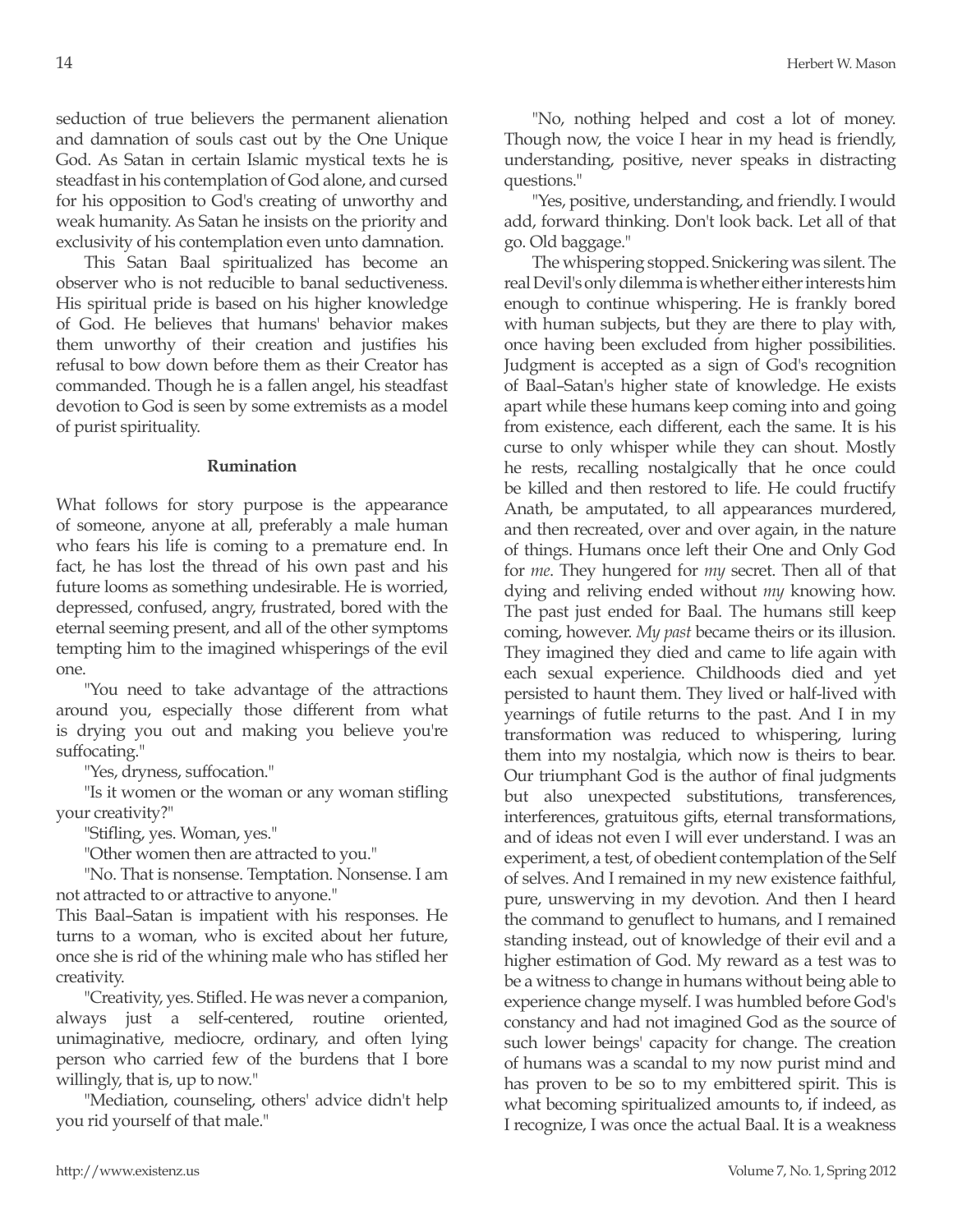seduction of true believers the permanent alienation and damnation of souls cast out by the One Unique God. As Satan in certain Islamic mystical texts he is steadfast in his contemplation of God alone, and cursed for his opposition to God's creating of unworthy and weak humanity. As Satan he insists on the priority and exclusivity of his contemplation even unto damnation.

This Satan Baal spiritualized has become an observer who is not reducible to banal seductiveness. His spiritual pride is based on his higher knowledge of God. He believes that humans' behavior makes them unworthy of their creation and justifies his refusal to bow down before them as their Creator has commanded. Though he is a fallen angel, his steadfast devotion to God is seen by some extremists as a model of purist spirituality.

### Rumination

What follows for story purpose is the appearance of someone, anyone at all, preferably a male human who fears his life is coming to a premature end. In fact, he has lost the thread of his own past and his future looms as something undesirable. He is worried, depressed, confused, angry, frustrated, bored with the eternal seeming present, and all of the other symptoms tempting him to the imagined whisperings of the evil one.

"You need to take advantage of the attractions around you, especially those different from what is drying you out and making you believe you're suffocating."

"Yes, dryness, suffocation."

"Is it women or the woman or any woman stifling your creativity?"

"Stifling, yes. Woman, yes."

"Other women then are attracted to you."

"No. That is nonsense. Temptation. Nonsense. I am not attracted to or attractive to anyone."

This Baal–Satan is impatient with his responses. He turns to a woman, who is excited about her future, once she is rid of the whining male who has stifled her creativity.

"Creativity, yes. Stifled. He was never a companion, always just a self-centered, routine oriented, unimaginative, mediocre, ordinary, and often lying person who carried few of the burdens that I bore willingly, that is, up to now."

"Mediation, counseling, others' advice didn't help you rid yourself of that male."

"No, nothing helped and cost a lot of money. Though now, the voice I hear in my head is friendly, understanding, positive, never speaks in distracting questions."

"Yes, positive, understanding, and friendly. I would add, forward thinking. Don't look back. Let all of that go. Old baggage."

The whispering stopped. Snickering was silent. The real Devil's only dilemma is whether either interests him enough to continue whispering. He is frankly bored with human subjects, but they are there to play with, once having been excluded from higher possibilities. Judgment is accepted as a sign of God's recognition of Baal–Satan's higher state of knowledge. He exists apart while these humans keep coming into and going from existence, each different, each the same. It is his curse to only whisper while they can shout. Mostly he rests, recalling nostalgically that he once could be killed and then restored to life. He could fructify Anath, be amputated, to all appearances murdered, and then recreated, over and over again, in the nature of things. Humans once left their One and Only God for *me*. They hungered for *my* secret. Then all of that dying and reliving ended without *my* knowing how. The past just ended for Baal. The humans still keep coming, however. *My past* became theirs or its illusion. They imagined they died and came to life again with each sexual experience. Childhoods died and yet persisted to haunt them. They lived or half-lived with yearnings of futile returns to the past. And I in my transformation was reduced to whispering, luring them into my nostalgia, which now is theirs to bear. Our triumphant God is the author of final judgments but also unexpected substitutions, transferences, interferences, gratuitous gifts, eternal transformations, and of ideas not even I will ever understand. I was an experiment, a test, of obedient contemplation of the Self of selves. And I remained in my new existence faithful, pure, unswerving in my devotion. And then I heard the command to genuflect to humans, and I remained standing instead, out of knowledge of their evil and a higher estimation of God. My reward as a test was to be a witness to change in humans without being able to experience change myself. I was humbled before God's constancy and had not imagined God as the source of such lower beings' capacity for change. The creation of humans was a scandal to my now purist mind and has proven to be so to my embittered spirit. This is what becoming spiritualized amounts to, if indeed, as I recognize, I was once the actual Baal. It is a weakness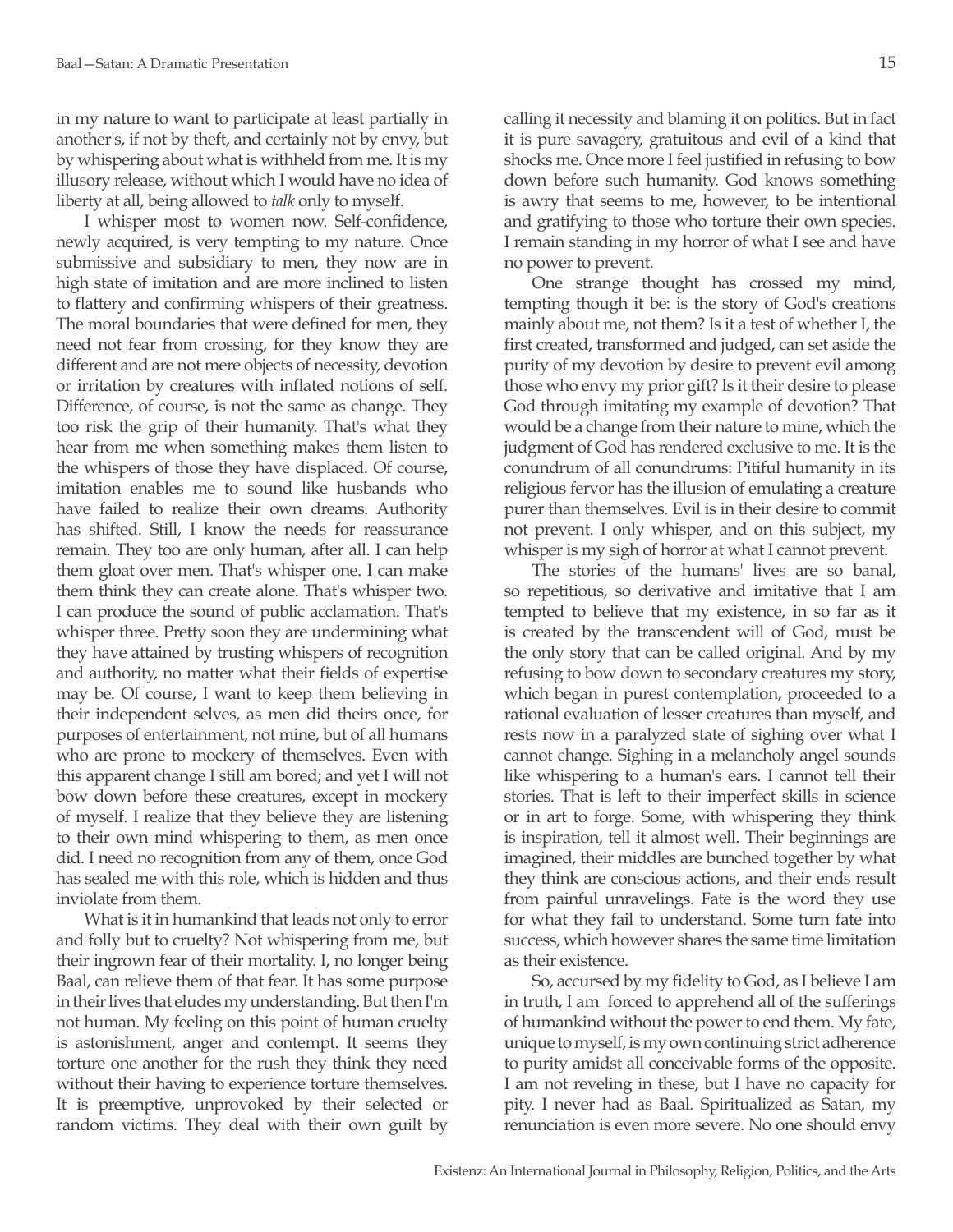in my nature to want to participate at least partially in another's, if not by theft, and certainly not by envy, but by whispering about what is withheld from me. It is my illusory release, without which I would have no idea of liberty at all, being allowed to *talk* only to myself.

I whisper most to women now. Self-confidence, newly acquired, is very tempting to my nature. Once submissive and subsidiary to men, they now are in high state of imitation and are more inclined to listen to flattery and confirming whispers of their greatness. The moral boundaries that were defined for men, they need not fear from crossing, for they know they are different and are not mere objects of necessity, devotion or irritation by creatures with inflated notions of self. Difference, of course, is not the same as change. They too risk the grip of their humanity. That's what they hear from me when something makes them listen to the whispers of those they have displaced. Of course, imitation enables me to sound like husbands who have failed to realize their own dreams. Authority has shifted. Still, I know the needs for reassurance remain. They too are only human, after all. I can help them gloat over men. That's whisper one. I can make them think they can create alone. That's whisper two. I can produce the sound of public acclamation. That's whisper three. Pretty soon they are undermining what they have attained by trusting whispers of recognition and authority, no matter what their fields of expertise may be. Of course, I want to keep them believing in their independent selves, as men did theirs once, for purposes of entertainment, not mine, but of all humans who are prone to mockery of themselves. Even with this apparent change I still am bored; and yet I will not bow down before these creatures, except in mockery of myself. I realize that they believe they are listening to their own mind whispering to them, as men once did. I need no recognition from any of them, once God has sealed me with this role, which is hidden and thus inviolate from them.

What is it in humankind that leads not only to error and folly but to cruelty? Not whispering from me, but their ingrown fear of their mortality. I, no longer being Baal, can relieve them of that fear. It has some purpose in their lives that eludes my understanding. But then I'm not human. My feeling on this point of human cruelty is astonishment, anger and contempt. It seems they torture one another for the rush they think they need without their having to experience torture themselves. It is preemptive, unprovoked by their selected or random victims. They deal with their own guilt by calling it necessity and blaming it on politics. But in fact it is pure savagery, gratuitous and evil of a kind that shocks me. Once more I feel justified in refusing to bow down before such humanity. God knows something is awry that seems to me, however, to be intentional and gratifying to those who torture their own species. I remain standing in my horror of what I see and have no power to prevent.

One strange thought has crossed my mind, tempting though it be: is the story of God's creations mainly about me, not them? Is it a test of whether I, the first created, transformed and judged, can set aside the purity of my devotion by desire to prevent evil among those who envy my prior gift? Is it their desire to please God through imitating my example of devotion? That would be a change from their nature to mine, which the judgment of God has rendered exclusive to me. It is the conundrum of all conundrums: Pitiful humanity in its religious fervor has the illusion of emulating a creature purer than themselves. Evil is in their desire to commit not prevent. I only whisper, and on this subject, my whisper is my sigh of horror at what I cannot prevent.

The stories of the humans' lives are so banal, so repetitious, so derivative and imitative that I am tempted to believe that my existence, in so far as it is created by the transcendent will of God, must be the only story that can be called original. And by my refusing to bow down to secondary creatures my story, which began in purest contemplation, proceeded to a rational evaluation of lesser creatures than myself, and rests now in a paralyzed state of sighing over what I cannot change. Sighing in a melancholy angel sounds like whispering to a human's ears. I cannot tell their stories. That is left to their imperfect skills in science or in art to forge. Some, with whispering they think is inspiration, tell it almost well. Their beginnings are imagined, their middles are bunched together by what they think are conscious actions, and their ends result from painful unravelings. Fate is the word they use for what they fail to understand. Some turn fate into success, which however shares the same time limitation as their existence.

So, accursed by my fidelity to God, as I believe I am in truth, I am forced to apprehend all of the sufferings of humankind without the power to end them. My fate, unique to myself, is my own continuing strict adherence to purity amidst all conceivable forms of the opposite. I am not reveling in these, but I have no capacity for pity. I never had as Baal. Spiritualized as Satan, my renunciation is even more severe. No one should envy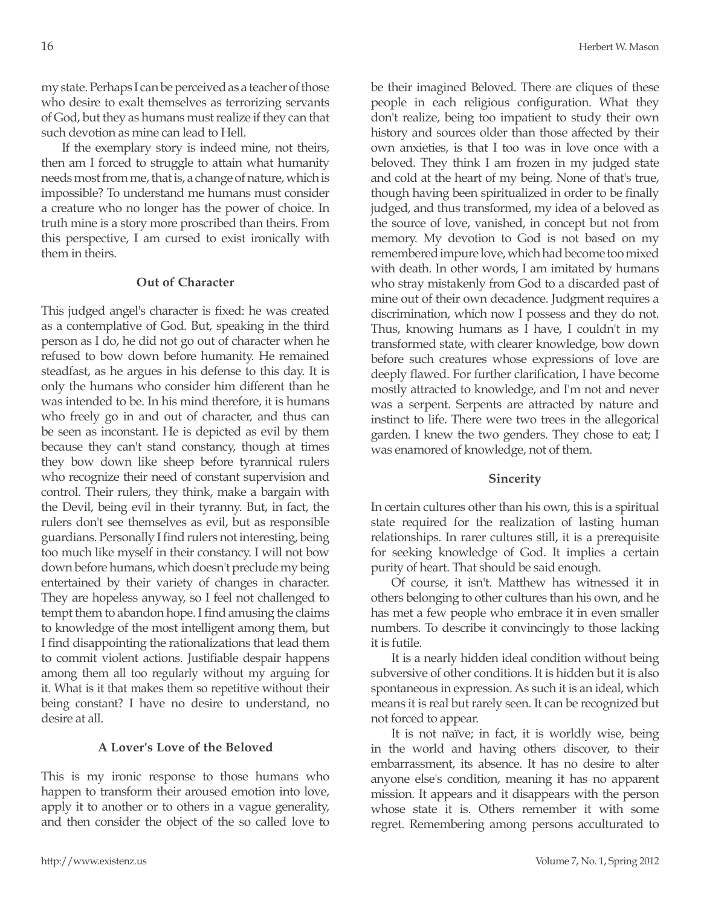my state. Perhaps I can be perceived as a teacher of those who desire to exalt themselves as terrorizing servants of God, but they as humans must realize if they can that such devotion as mine can lead to Hell.

If the exemplary story is indeed mine, not theirs, then am I forced to struggle to attain what humanity needs most from me, that is, a change of nature, which is impossible? To understand me humans must consider a creature who no longer has the power of choice. In truth mine is a story more proscribed than theirs. From this perspective, I am cursed to exist ironically with them in theirs.

### Out of Character

This judged angel's character is fixed: he was created as a contemplative of God. But, speaking in the third person as I do, he did not go out of character when he refused to bow down before humanity. He remained steadfast, as he argues in his defense to this day. It is only the humans who consider him different than he was intended to be. In his mind therefore, it is humans who freely go in and out of character, and thus can be seen as inconstant. He is depicted as evil by them because they can't stand constancy, though at times they bow down like sheep before tyrannical rulers who recognize their need of constant supervision and control. Their rulers, they think, make a bargain with the Devil, being evil in their tyranny. But, in fact, the rulers don't see themselves as evil, but as responsible guardians. Personally I find rulers not interesting, being too much like myself in their constancy. I will not bow down before humans, which doesn't preclude my being entertained by their variety of changes in character. They are hopeless anyway, so I feel not challenged to tempt them to abandon hope. I find amusing the claims to knowledge of the most intelligent among them, but I find disappointing the rationalizations that lead them to commit violent actions. Justifiable despair happens among them all too regularly without my arguing for it. What is it that makes them so repetitive without their being constant? I have no desire to understand, no desire at all.

### A Lover's Love of the Beloved

This is my ironic response to those humans who happen to transform their aroused emotion into love, apply it to another or to others in a vague generality, and then consider the object of the so called love to be their imagined Beloved. There are cliques of these people in each religious configuration. What they don't realize, being too impatient to study their own history and sources older than those affected by their own anxieties, is that I too was in love once with a beloved. They think I am frozen in my judged state and cold at the heart of my being. None of that's true, though having been spiritualized in order to be finally judged, and thus transformed, my idea of a beloved as the source of love, vanished, in concept but not from memory. My devotion to God is not based on my remembered impure love, which had become too mixed with death. In other words, I am imitated by humans who stray mistakenly from God to a discarded past of mine out of their own decadence. Judgment requires a discrimination, which now I possess and they do not. Thus, knowing humans as I have, I couldn't in my transformed state, with clearer knowledge, bow down before such creatures whose expressions of love are deeply flawed. For further clarification, I have become mostly attracted to knowledge, and I'm not and never was a serpent. Serpents are attracted by nature and instinct to life. There were two trees in the allegorical garden. I knew the two genders. They chose to eat; I was enamored of knowledge, not of them.

### Sincerity

In certain cultures other than his own, this is a spiritual state required for the realization of lasting human relationships. In rarer cultures still, it is a prerequisite for seeking knowledge of God. It implies a certain purity of heart. That should be said enough.

Of course, it isn't. Matthew has witnessed it in others belonging to other cultures than his own, and he has met a few people who embrace it in even smaller numbers. To describe it convincingly to those lacking it is futile.

It is a nearly hidden ideal condition without being subversive of other conditions. It is hidden but it is also spontaneous in expression. As such it is an ideal, which means it is real but rarely seen. It can be recognized but not forced to appear.

It is not naïve; in fact, it is worldly wise, being in the world and having others discover, to their embarrassment, its absence. It has no desire to alter anyone else's condition, meaning it has no apparent mission. It appears and it disappears with the person whose state it is. Others remember it with some regret. Remembering among persons acculturated to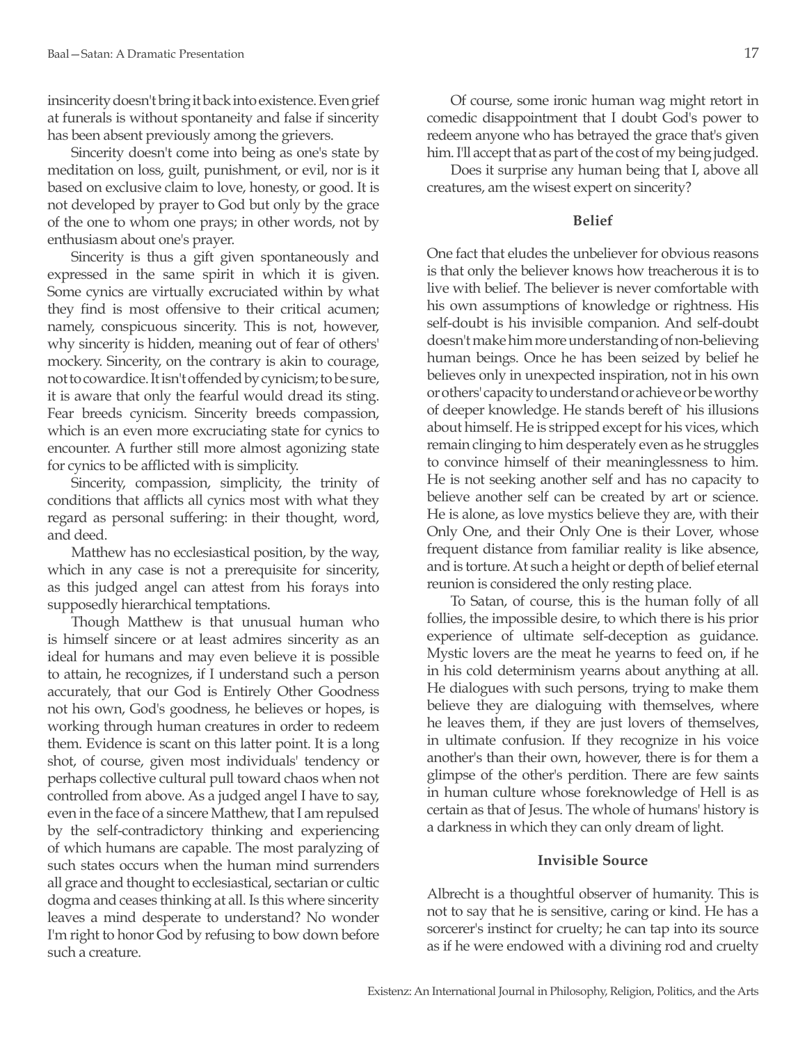insincerity doesn't bring it back into existence. Even grief at funerals is without spontaneity and false if sincerity has been absent previously among the grievers.

Sincerity doesn't come into being as one's state by meditation on loss, guilt, punishment, or evil, nor is it based on exclusive claim to love, honesty, or good. It is not developed by prayer to God but only by the grace of the one to whom one prays; in other words, not by enthusiasm about one's prayer.

Sincerity is thus a gift given spontaneously and expressed in the same spirit in which it is given. Some cynics are virtually excruciated within by what they find is most offensive to their critical acumen; namely, conspicuous sincerity. This is not, however, why sincerity is hidden, meaning out of fear of others' mockery. Sincerity, on the contrary is akin to courage, not to cowardice. It isn't offended by cynicism; to be sure, it is aware that only the fearful would dread its sting. Fear breeds cynicism. Sincerity breeds compassion, which is an even more excruciating state for cynics to encounter. A further still more almost agonizing state for cynics to be afflicted with is simplicity.

Sincerity, compassion, simplicity, the trinity of conditions that afflicts all cynics most with what they regard as personal suffering: in their thought, word, and deed.

Matthew has no ecclesiastical position, by the way, which in any case is not a prerequisite for sincerity, as this judged angel can attest from his forays into supposedly hierarchical temptations.

Though Matthew is that unusual human who is himself sincere or at least admires sincerity as an ideal for humans and may even believe it is possible to attain, he recognizes, if I understand such a person accurately, that our God is Entirely Other Goodness not his own, God's goodness, he believes or hopes, is working through human creatures in order to redeem them. Evidence is scant on this latter point. It is a long shot, of course, given most individuals' tendency or perhaps collective cultural pull toward chaos when not controlled from above. As a judged angel I have to say, even in the face of a sincere Matthew, that I am repulsed by the self-contradictory thinking and experiencing of which humans are capable. The most paralyzing of such states occurs when the human mind surrenders all grace and thought to ecclesiastical, sectarian or cultic dogma and ceases thinking at all. Is this where sincerity leaves a mind desperate to understand? No wonder I'm right to honor God by refusing to bow down before such a creature.

Of course, some ironic human wag might retort in comedic disappointment that I doubt God's power to redeem anyone who has betrayed the grace that's given him. I'll accept that as part of the cost of my being judged.

Does it surprise any human being that I, above all creatures, am the wisest expert on sincerity?

### Belief

One fact that eludes the unbeliever for obvious reasons is that only the believer knows how treacherous it is to live with belief. The believer is never comfortable with his own assumptions of knowledge or rightness. His self-doubt is his invisible companion. And self-doubt doesn't make him more understanding of non-believing human beings. Once he has been seized by belief he believes only in unexpected inspiration, not in his own or others' capacity to understand or achieve or be worthy of deeper knowledge. He stands bereft of` his illusions about himself. He is stripped except for his vices, which remain clinging to him desperately even as he struggles to convince himself of their meaninglessness to him. He is not seeking another self and has no capacity to believe another self can be created by art or science. He is alone, as love mystics believe they are, with their Only One, and their Only One is their Lover, whose frequent distance from familiar reality is like absence, and is torture. At such a height or depth of belief eternal reunion is considered the only resting place.

To Satan, of course, this is the human folly of all follies, the impossible desire, to which there is his prior experience of ultimate self-deception as guidance. Mystic lovers are the meat he yearns to feed on, if he in his cold determinism yearns about anything at all. He dialogues with such persons, trying to make them believe they are dialoguing with themselves, where he leaves them, if they are just lovers of themselves, in ultimate confusion. If they recognize in his voice another's than their own, however, there is for them a glimpse of the other's perdition. There are few saints in human culture whose foreknowledge of Hell is as certain as that of Jesus. The whole of humans' history is a darkness in which they can only dream of light.

### Invisible Source

Albrecht is a thoughtful observer of humanity. This is not to say that he is sensitive, caring or kind. He has a sorcerer's instinct for cruelty; he can tap into its source as if he were endowed with a divining rod and cruelty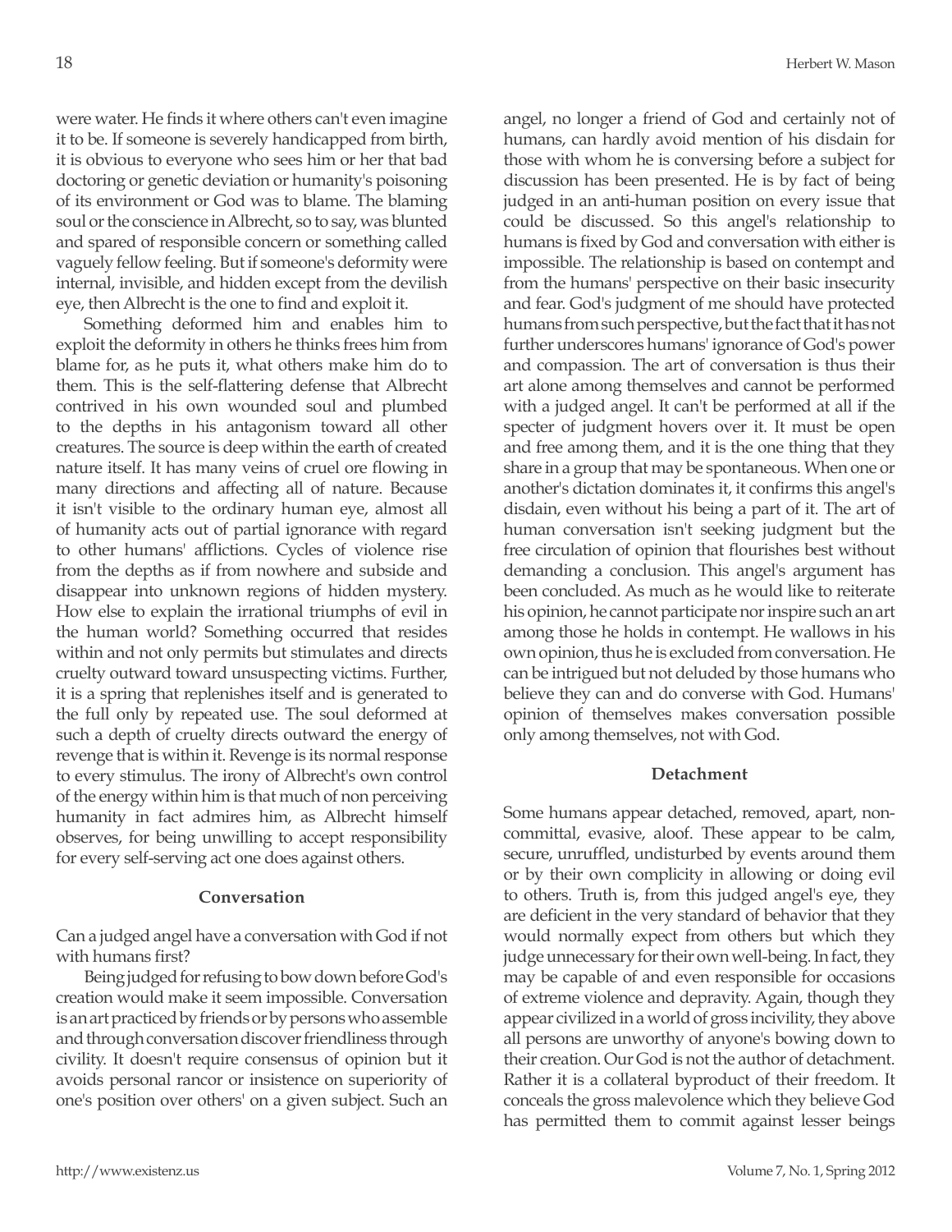were water. He finds it where others can't even imagine it to be. If someone is severely handicapped from birth, it is obvious to everyone who sees him or her that bad doctoring or genetic deviation or humanity's poisoning of its environment or God was to blame. The blaming soul or the conscience in Albrecht, so to say, was blunted and spared of responsible concern or something called vaguely fellow feeling. But if someone's deformity were internal, invisible, and hidden except from the devilish eye, then Albrecht is the one to find and exploit it.

Something deformed him and enables him to exploit the deformity in others he thinks frees him from blame for, as he puts it, what others make him do to them. This is the self-flattering defense that Albrecht contrived in his own wounded soul and plumbed to the depths in his antagonism toward all other creatures. The source is deep within the earth of created nature itself. It has many veins of cruel ore flowing in many directions and affecting all of nature. Because it isn't visible to the ordinary human eye, almost all of humanity acts out of partial ignorance with regard to other humans' afflictions. Cycles of violence rise from the depths as if from nowhere and subside and disappear into unknown regions of hidden mystery. How else to explain the irrational triumphs of evil in the human world? Something occurred that resides within and not only permits but stimulates and directs cruelty outward toward unsuspecting victims. Further, it is a spring that replenishes itself and is generated to the full only by repeated use. The soul deformed at such a depth of cruelty directs outward the energy of revenge that is within it. Revenge is its normal response to every stimulus. The irony of Albrecht's own control of the energy within him is that much of non perceiving humanity in fact admires him, as Albrecht himself observes, for being unwilling to accept responsibility for every self-serving act one does against others.

### Conversation

Can a judged angel have a conversation with God if not with humans first?

Being judged for refusing to bow down before God's creation would make it seem impossible. Conversation is an art practiced by friends or by persons who assemble and through conversation discover friendliness through civility. It doesn't require consensus of opinion but it avoids personal rancor or insistence on superiority of one's position over others' on a given subject. Such an angel, no longer a friend of God and certainly not of humans, can hardly avoid mention of his disdain for those with whom he is conversing before a subject for discussion has been presented. He is by fact of being judged in an anti-human position on every issue that could be discussed. So this angel's relationship to humans is fixed by God and conversation with either is impossible. The relationship is based on contempt and from the humans' perspective on their basic insecurity and fear. God's judgment of me should have protected humans from such perspective, but the fact that it has not further underscores humans' ignorance of God's power and compassion. The art of conversation is thus their art alone among themselves and cannot be performed with a judged angel. It can't be performed at all if the specter of judgment hovers over it. It must be open and free among them, and it is the one thing that they share in a group that may be spontaneous. When one or another's dictation dominates it, it confirms this angel's disdain, even without his being a part of it. The art of human conversation isn't seeking judgment but the free circulation of opinion that flourishes best without demanding a conclusion. This angel's argument has been concluded. As much as he would like to reiterate his opinion, he cannot participate nor inspire such an art among those he holds in contempt. He wallows in his own opinion, thus he is excluded from conversation. He can be intrigued but not deluded by those humans who believe they can and do converse with God. Humans' opinion of themselves makes conversation possible only among themselves, not with God.

### Detachment

Some humans appear detached, removed, apart, non-committal, evasive, aloof. These appear to be calm, secure, unruffled, undisturbed by events around them or by their own complicity in allowing or doing evil to others. Truth is, from this judged angel's eye, they are deficient in the very standard of behavior that they would normally expect from others but which they judge unnecessary for their own well-being. In fact, they may be capable of and even responsible for occasions of extreme violence and depravity. Again, though they appear civilized in a world of gross incivility, they above all persons are unworthy of anyone's bowing down to their creation. Our God is not the author of detachment. Rather it is a collateral byproduct of their freedom. It conceals the gross malevolence which they believe God has permitted them to commit against lesser beings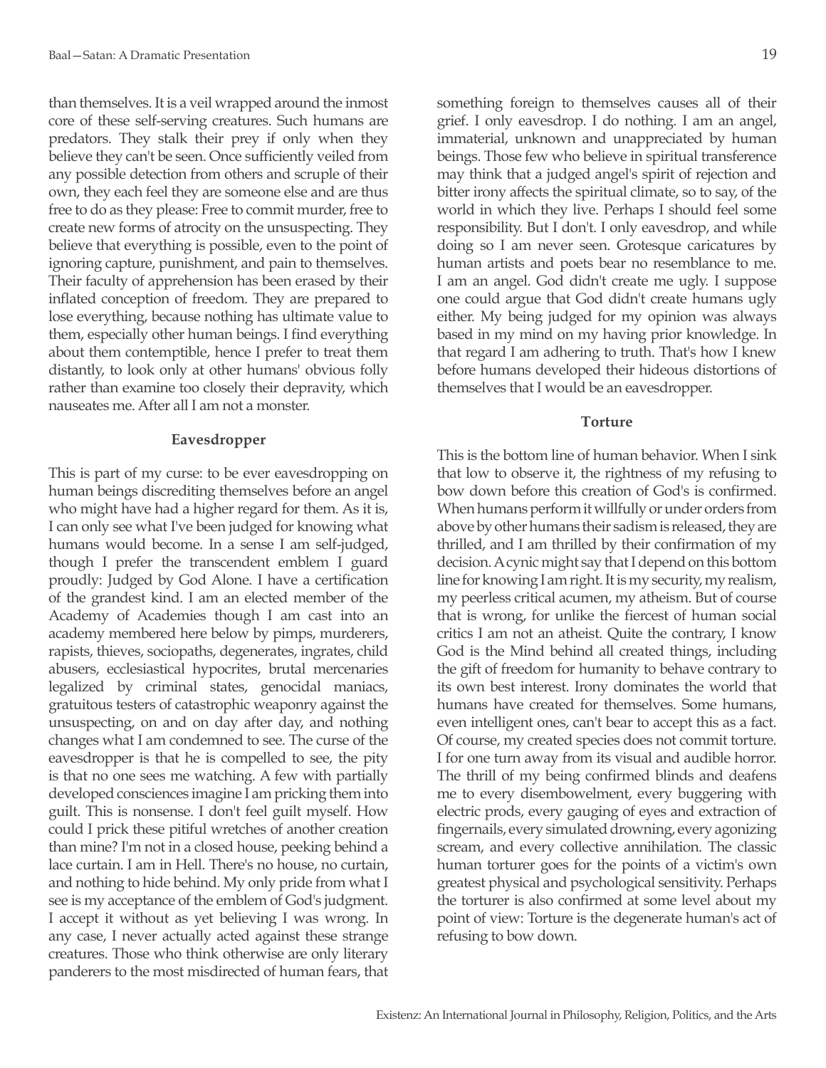than themselves. It is a veil wrapped around the inmost core of these self-serving creatures. Such humans are predators. They stalk their prey if only when they believe they can't be seen. Once sufficiently veiled from any possible detection from others and scruple of their own, they each feel they are someone else and are thus free to do as they please: Free to commit murder, free to create new forms of atrocity on the unsuspecting. They believe that everything is possible, even to the point of ignoring capture, punishment, and pain to themselves. Their faculty of apprehension has been erased by their inflated conception of freedom. They are prepared to lose everything, because nothing has ultimate value to them, especially other human beings. I find everything about them contemptible, hence I prefer to treat them distantly, to look only at other humans' obvious folly rather than examine too closely their depravity, which nauseates me. After all I am not a monster.

### Eavesdropper

This is part of my curse: to be ever eavesdropping on human beings discrediting themselves before an angel who might have had a higher regard for them. As it is, I can only see what I've been judged for knowing what humans would become. In a sense I am self-judged, though I prefer the transcendent emblem I guard proudly: Judged by God Alone. I have a certification of the grandest kind. I am an elected member of the Academy of Academies though I am cast into an academy membered here below by pimps, murderers, rapists, thieves, sociopaths, degenerates, ingrates, child abusers, ecclesiastical hypocrites, brutal mercenaries legalized by criminal states, genocidal maniacs, gratuitous testers of catastrophic weaponry against the unsuspecting, on and on day after day, and nothing changes what I am condemned to see. The curse of the eavesdropper is that he is compelled to see, the pity is that no one sees me watching. A few with partially developed consciences imagine I am pricking them into guilt. This is nonsense. I don't feel guilt myself. How could I prick these pitiful wretches of another creation than mine? I'm not in a closed house, peeking behind a lace curtain. I am in Hell. There's no house, no curtain, and nothing to hide behind. My only pride from what I see is my acceptance of the emblem of God's judgment. I accept it without as yet believing I was wrong. In any case, I never actually acted against these strange creatures. Those who think otherwise are only literary panderers to the most misdirected of human fears, that something foreign to themselves causes all of their grief. I only eavesdrop. I do nothing. I am an angel, immaterial, unknown and unappreciated by human beings. Those few who believe in spiritual transference may think that a judged angel's spirit of rejection and bitter irony affects the spiritual climate, so to say, of the world in which they live. Perhaps I should feel some responsibility. But I don't. I only eavesdrop, and while doing so I am never seen. Grotesque caricatures by human artists and poets bear no resemblance to me. I am an angel. God didn't create me ugly. I suppose one could argue that God didn't create humans ugly either. My being judged for my opinion was always based in my mind on my having prior knowledge. In that regard I am adhering to truth. That's how I knew before humans developed their hideous distortions of themselves that I would be an eavesdropper.

### Torture

This is the bottom line of human behavior. When I sink that low to observe it, the rightness of my refusing to bow down before this creation of God's is confirmed. When humans perform it willfully or under orders from above by other humans their sadism is released, they are thrilled, and I am thrilled by their confirmation of my decision. A cynic might say that I depend on this bottom line for knowing I am right. It is my security, my realism, my peerless critical acumen, my atheism. But of course that is wrong, for unlike the fiercest of human social critics I am not an atheist. Quite the contrary, I know God is the Mind behind all created things, including the gift of freedom for humanity to behave contrary to its own best interest. Irony dominates the world that humans have created for themselves. Some humans, even intelligent ones, can't bear to accept this as a fact. Of course, my created species does not commit torture. I for one turn away from its visual and audible horror. The thrill of my being confirmed blinds and deafens me to every disembowelment, every buggering with electric prods, every gauging of eyes and extraction of fingernails, every simulated drowning, every agonizing scream, and every collective annihilation. The classic human torturer goes for the points of a victim's own greatest physical and psychological sensitivity. Perhaps the torturer is also confirmed at some level about my point of view: Torture is the degenerate human's act of refusing to bow down.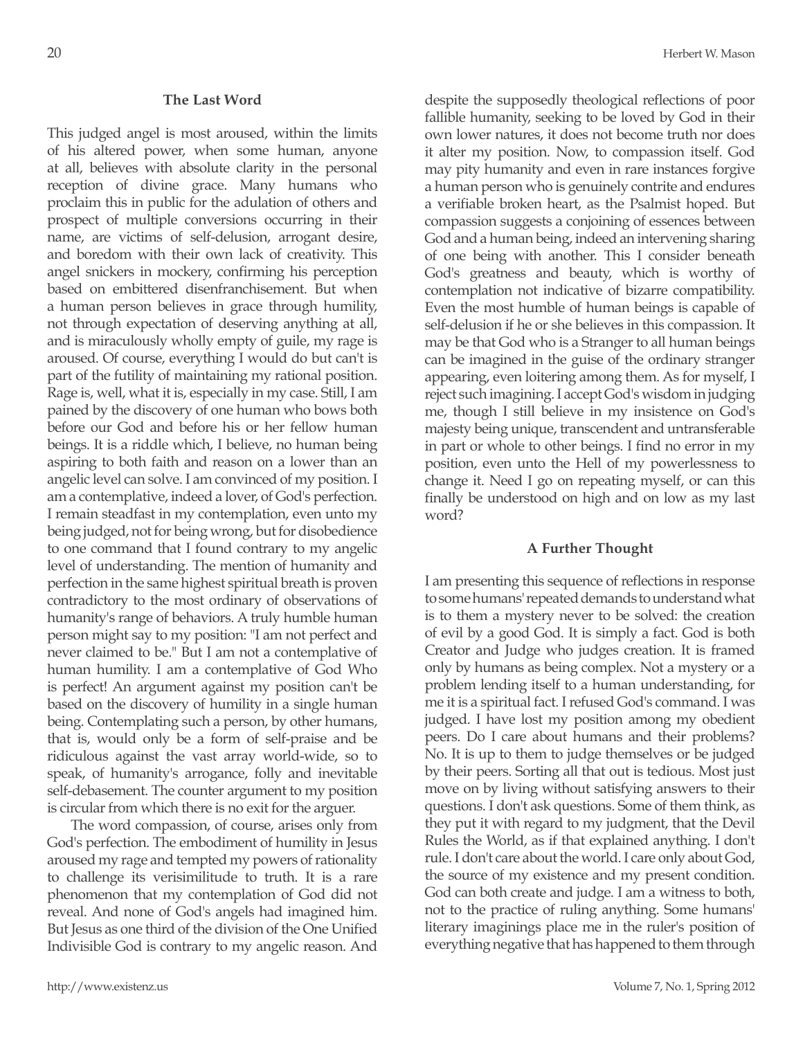### The Last Word

This judged angel is most aroused, within the limits of his altered power, when some human, anyone at all, believes with absolute clarity in the personal reception of divine grace. Many humans who proclaim this in public for the adulation of others and prospect of multiple conversions occurring in their name, are victims of self-delusion, arrogant desire, and boredom with their own lack of creativity. This angel snickers in mockery, confirming his perception based on embittered disenfranchisement. But when a human person believes in grace through humility, not through expectation of deserving anything at all, and is miraculously wholly empty of guile, my rage is aroused. Of course, everything I would do but can't is part of the futility of maintaining my rational position. Rage is, well, what it is, especially in my case. Still, I am pained by the discovery of one human who bows both before our God and before his or her fellow human beings. It is a riddle which, I believe, no human being aspiring to both faith and reason on a lower than an angelic level can solve. I am convinced of my position. I am a contemplative, indeed a lover, of God's perfection. I remain steadfast in my contemplation, even unto my being judged, not for being wrong, but for disobedience to one command that I found contrary to my angelic level of understanding. The mention of humanity and perfection in the same highest spiritual breath is proven contradictory to the most ordinary of observations of humanity's range of behaviors. A truly humble human person might say to my position: "I am not perfect and never claimed to be." But I am not a contemplative of human humility. I am a contemplative of God Who is perfect! An argument against my position can't be based on the discovery of humility in a single human being. Contemplating such a person, by other humans, that is, would only be a form of self-praise and be ridiculous against the vast array world-wide, so to speak, of humanity's arrogance, folly and inevitable self-debasement. The counter argument to my position is circular from which there is no exit for the arguer.

The word compassion, of course, arises only from God's perfection. The embodiment of humility in Jesus aroused my rage and tempted my powers of rationality to challenge its verisimilitude to truth. It is a rare phenomenon that my contemplation of God did not reveal. And none of God's angels had imagined him. But Jesus as one third of the division of the One Unified Indivisible God is contrary to my angelic reason. And despite the supposedly theological reflections of poor fallible humanity, seeking to be loved by God in their own lower natures, it does not become truth nor does it alter my position. Now, to compassion itself. God may pity humanity and even in rare instances forgive a human person who is genuinely contrite and endures a verifiable broken heart, as the Psalmist hoped. But compassion suggests a conjoining of essences between God and a human being, indeed an intervening sharing of one being with another. This I consider beneath God's greatness and beauty, which is worthy of contemplation not indicative of bizarre compatibility. Even the most humble of human beings is capable of self-delusion if he or she believes in this compassion. It may be that God who is a Stranger to all human beings can be imagined in the guise of the ordinary stranger appearing, even loitering among them. As for myself, I reject such imagining. I accept God's wisdom in judging me, though I still believe in my insistence on God's majesty being unique, transcendent and untransferable in part or whole to other beings. I find no error in my position, even unto the Hell of my powerlessness to change it. Need I go on repeating myself, or can this finally be understood on high and on low as my last word?

### A Further Thought

I am presenting this sequence of reflections in response to some humans' repeated demands to understand what is to them a mystery never to be solved: the creation of evil by a good God. It is simply a fact. God is both Creator and Judge who judges creation. It is framed only by humans as being complex. Not a mystery or a problem lending itself to a human understanding, for me it is a spiritual fact. I refused God's command. I was judged. I have lost my position among my obedient peers. Do I care about humans and their problems? No. It is up to them to judge themselves or be judged by their peers. Sorting all that out is tedious. Most just move on by living without satisfying answers to their questions. I don't ask questions. Some of them think, as they put it with regard to my judgment, that the Devil Rules the World, as if that explained anything. I don't rule. I don't care about the world. I care only about God, the source of my existence and my present condition. God can both create and judge. I am a witness to both, not to the practice of ruling anything. Some humans' literary imaginings place me in the ruler's position of everything negative that has happened to them through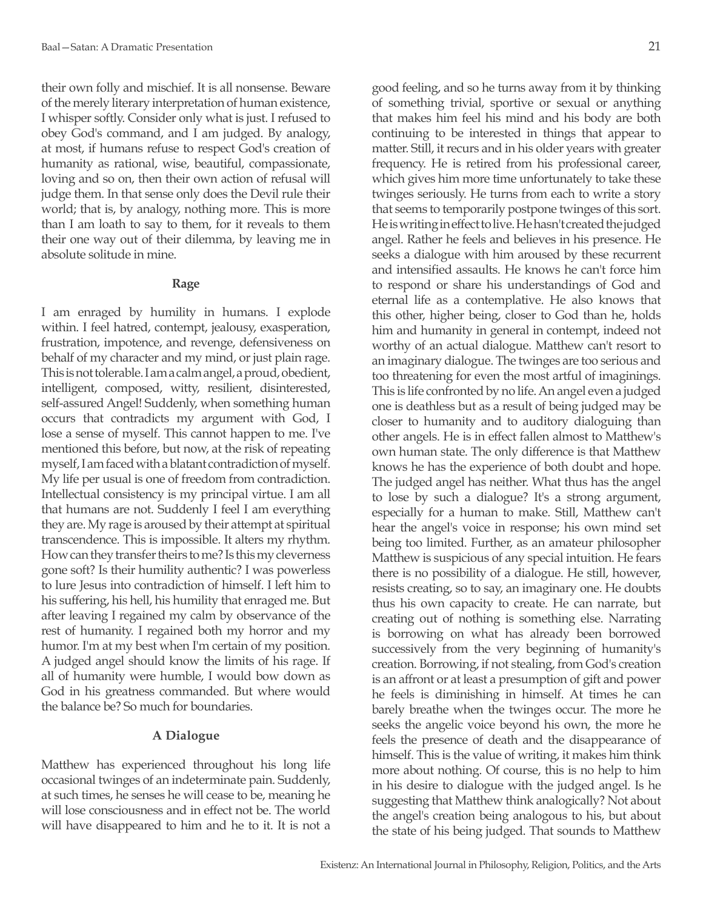their own folly and mischief. It is all nonsense. Beware of the merely literary interpretation of human existence, I whisper softly. Consider only what is just. I refused to obey God's command, and I am judged. By analogy, at most, if humans refuse to respect God's creation of humanity as rational, wise, beautiful, compassionate, loving and so on, then their own action of refusal will judge them. In that sense only does the Devil rule their world; that is, by analogy, nothing more. This is more than I am loath to say to them, for it reveals to them their one way out of their dilemma, by leaving me in absolute solitude in mine.

### Rage

I am enraged by humility in humans. I explode within. I feel hatred, contempt, jealousy, exasperation, frustration, impotence, and revenge, defensiveness on behalf of my character and my mind, or just plain rage. This is not tolerable. I am a calm angel, a proud, obedient, intelligent, composed, witty, resilient, disinterested, self-assured Angel! Suddenly, when something human occurs that contradicts my argument with God, I lose a sense of myself. This cannot happen to me. I've mentioned this before, but now, at the risk of repeating myself, I am faced with a blatant contradiction of myself. My life per usual is one of freedom from contradiction. Intellectual consistency is my principal virtue. I am all that humans are not. Suddenly I feel I am everything they are. My rage is aroused by their attempt at spiritual transcendence. This is impossible. It alters my rhythm. How can they transfer theirs to me? Is this my cleverness gone soft? Is their humility authentic? I was powerless to lure Jesus into contradiction of himself. I left him to his suffering, his hell, his humility that enraged me. But after leaving I regained my calm by observance of the rest of humanity. I regained both my horror and my humor. I'm at my best when I'm certain of my position. A judged angel should know the limits of his rage. If all of humanity were humble, I would bow down as God in his greatness commanded. But where would the balance be? So much for boundaries.

### A Dialogue

Matthew has experienced throughout his long life occasional twinges of an indeterminate pain. Suddenly, at such times, he senses he will cease to be, meaning he will lose consciousness and in effect not be. The world will have disappeared to him and he to it. It is not a good feeling, and so he turns away from it by thinking of something trivial, sportive or sexual or anything that makes him feel his mind and his body are both continuing to be interested in things that appear to matter. Still, it recurs and in his older years with greater frequency. He is retired from his professional career, which gives him more time unfortunately to take these twinges seriously. He turns from each to write a story that seems to temporarily postpone twinges of this sort. He is writing in effect to live. He hasn't created the judged angel. Rather he feels and believes in his presence. He seeks a dialogue with him aroused by these recurrent and intensified assaults. He knows he can't force him to respond or share his understandings of God and eternal life as a contemplative. He also knows that this other, higher being, closer to God than he, holds him and humanity in general in contempt, indeed not worthy of an actual dialogue. Matthew can't resort to an imaginary dialogue. The twinges are too serious and too threatening for even the most artful of imaginings. This is life confronted by no life. An angel even a judged one is deathless but as a result of being judged may be closer to humanity and to auditory dialoguing than other angels. He is in effect fallen almost to Matthew's own human state. The only difference is that Matthew knows he has the experience of both doubt and hope. The judged angel has neither. What thus has the angel to lose by such a dialogue? It's a strong argument, especially for a human to make. Still, Matthew can't hear the angel's voice in response; his own mind set being too limited. Further, as an amateur philosopher Matthew is suspicious of any special intuition. He fears there is no possibility of a dialogue. He still, however, resists creating, so to say, an imaginary one. He doubts thus his own capacity to create. He can narrate, but creating out of nothing is something else. Narrating is borrowing on what has already been borrowed successively from the very beginning of humanity's creation. Borrowing, if not stealing, from God's creation is an affront or at least a presumption of gift and power he feels is diminishing in himself. At times he can barely breathe when the twinges occur. The more he seeks the angelic voice beyond his own, the more he feels the presence of death and the disappearance of himself. This is the value of writing, it makes him think more about nothing. Of course, this is no help to him in his desire to dialogue with the judged angel. Is he suggesting that Matthew think analogically? Not about the angel's creation being analogous to his, but about the state of his being judged. That sounds to Matthew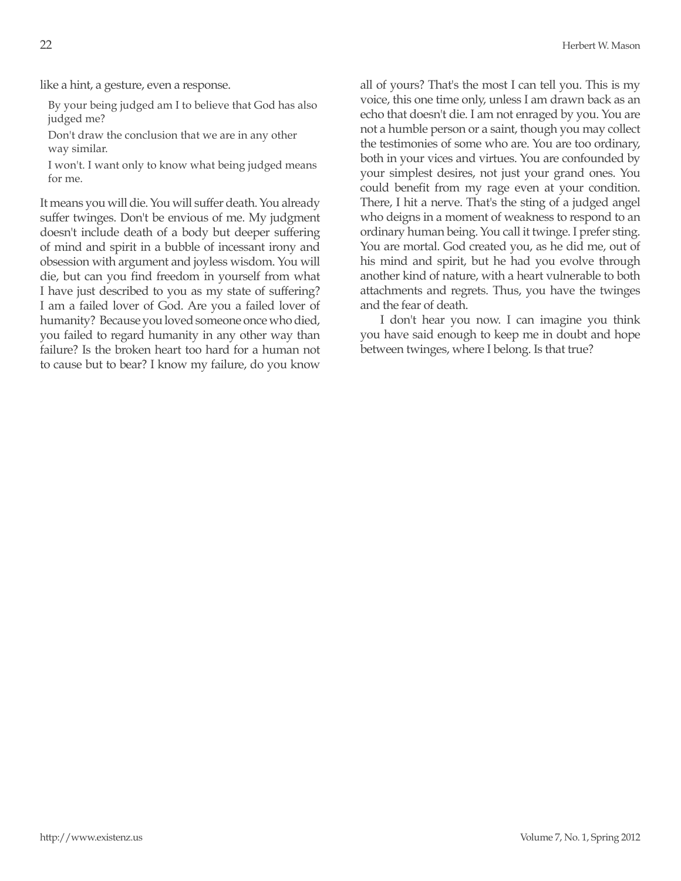like a hint, a gesture, even a response.

> By your being judged am I to believe that God has also judged me?
>
> Don't draw the conclusion that we are in any other way similar.
>
> I won't. I want only to know what being judged means for me.

It means you will die. You will suffer death. You already suffer twinges. Don't be envious of me. My judgment doesn't include death of a body but deeper suffering of mind and spirit in a bubble of incessant irony and obsession with argument and joyless wisdom. You will die, but can you find freedom in yourself from what I have just described to you as my state of suffering? I am a failed lover of God. Are you a failed lover of humanity? Because you loved someone once who died, you failed to regard humanity in any other way than failure? Is the broken heart too hard for a human not to cause but to bear? I know my failure, do you know all of yours? That's the most I can tell you. This is my voice, this one time only, unless I am drawn back as an echo that doesn't die. I am not enraged by you. You are not a humble person or a saint, though you may collect the testimonies of some who are. You are too ordinary, both in your vices and virtues. You are confounded by your simplest desires, not just your grand ones. You could benefit from my rage even at your condition. There, I hit a nerve. That's the sting of a judged angel who deigns in a moment of weakness to respond to an ordinary human being. You call it twinge. I prefer sting. You are mortal. God created you, as he did me, out of his mind and spirit, but he had you evolve through another kind of nature, with a heart vulnerable to both attachments and regrets. Thus, you have the twinges and the fear of death.

I don't hear you now. I can imagine you think you have said enough to keep me in doubt and hope between twinges, where I belong. Is that true?